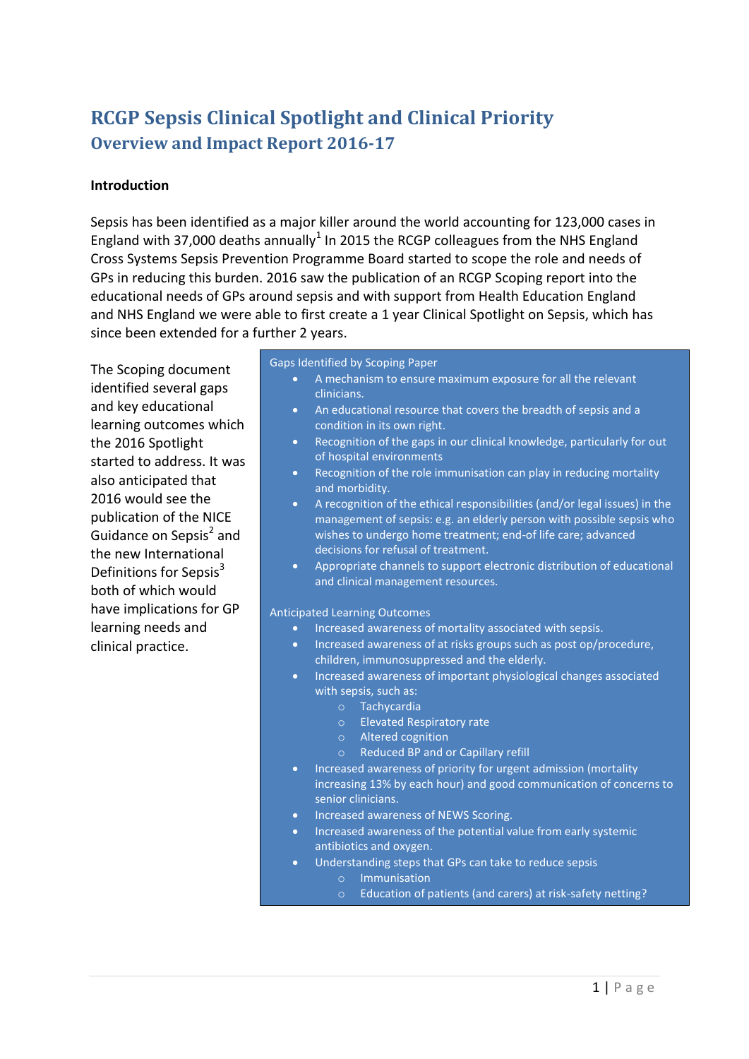# RCGP Sepsis Clinical Spotlight and Clinical Priority

## Overview and Impact Report 2016-17

**Introduction**

Sepsis has been identified as a major killer around the world accounting for 123,000 cases in England with 37,000 deaths annually[1] In 2015 the RCGP colleagues from the NHS England Cross Systems Sepsis Prevention Programme Board started to scope the role and needs of GPs in reducing this burden. 2016 saw the publication of an RCGP Scoping report into the educational needs of GPs around sepsis and with support from Health Education England and NHS England we were able to first create a 1 year Clinical Spotlight on Sepsis, which has since been extended for a further 2 years.

The Scoping document identified several gaps and key educational learning outcomes which the 2016 Spotlight started to address. It was also anticipated that 2016 would see the publication of the NICE Guidance on Sepsis[2] and the new International Definitions for Sepsis[3] both of which would have implications for GP learning needs and clinical practice.

Gaps Identified by Scoping Paper

- A mechanism to ensure maximum exposure for all the relevant clinicians.
- An educational resource that covers the breadth of sepsis and a condition in its own right.
- Recognition of the gaps in our clinical knowledge, particularly for out of hospital environments
- Recognition of the role immunisation can play in reducing mortality and morbidity.
- A recognition of the ethical responsibilities (and/or legal issues) in the management of sepsis: e.g. an elderly person with possible sepsis who wishes to undergo home treatment; end-of life care; advanced decisions for refusal of treatment.
- Appropriate channels to support electronic distribution of educational and clinical management resources.

Anticipated Learning Outcomes

- Increased awareness of mortality associated with sepsis.
- Increased awareness of at risks groups such as post op/procedure, children, immunosuppressed and the elderly.
- Increased awareness of important physiological changes associated with sepsis, such as:
  - Tachycardia
  - Elevated Respiratory rate
  - Altered cognition
  - Reduced BP and or Capillary refill
- Increased awareness of priority for urgent admission (mortality increasing 13% by each hour) and good communication of concerns to senior clinicians.
- Increased awareness of NEWS Scoring.
- Increased awareness of the potential value from early systemic antibiotics and oxygen.
- Understanding steps that GPs can take to reduce sepsis
  - Immunisation
  - Education of patients (and carers) at risk-safety netting?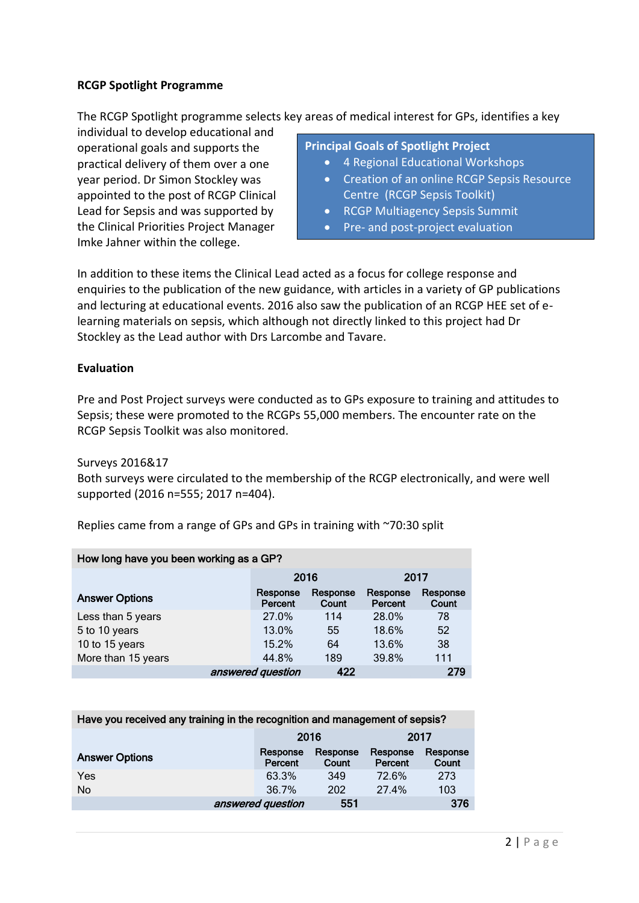**RCGP Spotlight Programme**

The RCGP Spotlight programme selects key areas of medical interest for GPs, identifies a key individual to develop educational and operational goals and supports the practical delivery of them over a one year period. Dr Simon Stockley was appointed to the post of RCGP Clinical Lead for Sepsis and was supported by the Clinical Priorities Project Manager Imke Jahner within the college.

**Principal Goals of Spotlight Project**

- 4 Regional Educational Workshops
- Creation of an online RCGP Sepsis Resource Centre (RCGP Sepsis Toolkit)
- RCGP Multiagency Sepsis Summit
- Pre- and post-project evaluation

In addition to these items the Clinical Lead acted as a focus for college response and enquiries to the publication of the new guidance, with articles in a variety of GP publications and lecturing at educational events. 2016 also saw the publication of an RCGP HEE set of e-learning materials on sepsis, which although not directly linked to this project had Dr Stockley as the Lead author with Drs Larcombe and Tavare.

**Evaluation**

Pre and Post Project surveys were conducted as to GPs exposure to training and attitudes to Sepsis; these were promoted to the RCGPs 55,000 members. The encounter rate on the RCGP Sepsis Toolkit was also monitored.

Surveys 2016&17

Both surveys were circulated to the membership of the RCGP electronically, and were well supported (2016 n=555; 2017 n=404).

Replies came from a range of GPs and GPs in training with ~70:30 split

**How long have you been working as a GP?**

| Answer Options | 2016 | | 2017 | |
|---|---|---|---|---|
| | Response Percent | Response Count | Response Percent | Response Count |
| Less than 5 years | 27.0% | 114 | 28.0% | 78 |
| 5 to 10 years | 13.0% | 55 | 18.6% | 52 |
| 10 to 15 years | 15.2% | 64 | 13.6% | 38 |
| More than 15 years | 44.8% | 189 | 39.8% | 111 |
| *answered question* | | 422 | | 279 |

**Have you received any training in the recognition and management of sepsis?**

| Answer Options | 2016 | | 2017 | |
|---|---|---|---|---|
| | Response Percent | Response Count | Response Percent | Response Count |
| Yes | 63.3% | 349 | 72.6% | 273 |
| No | 36.7% | 202 | 27.4% | 103 |
| *answered question* | | 551 | | 376 |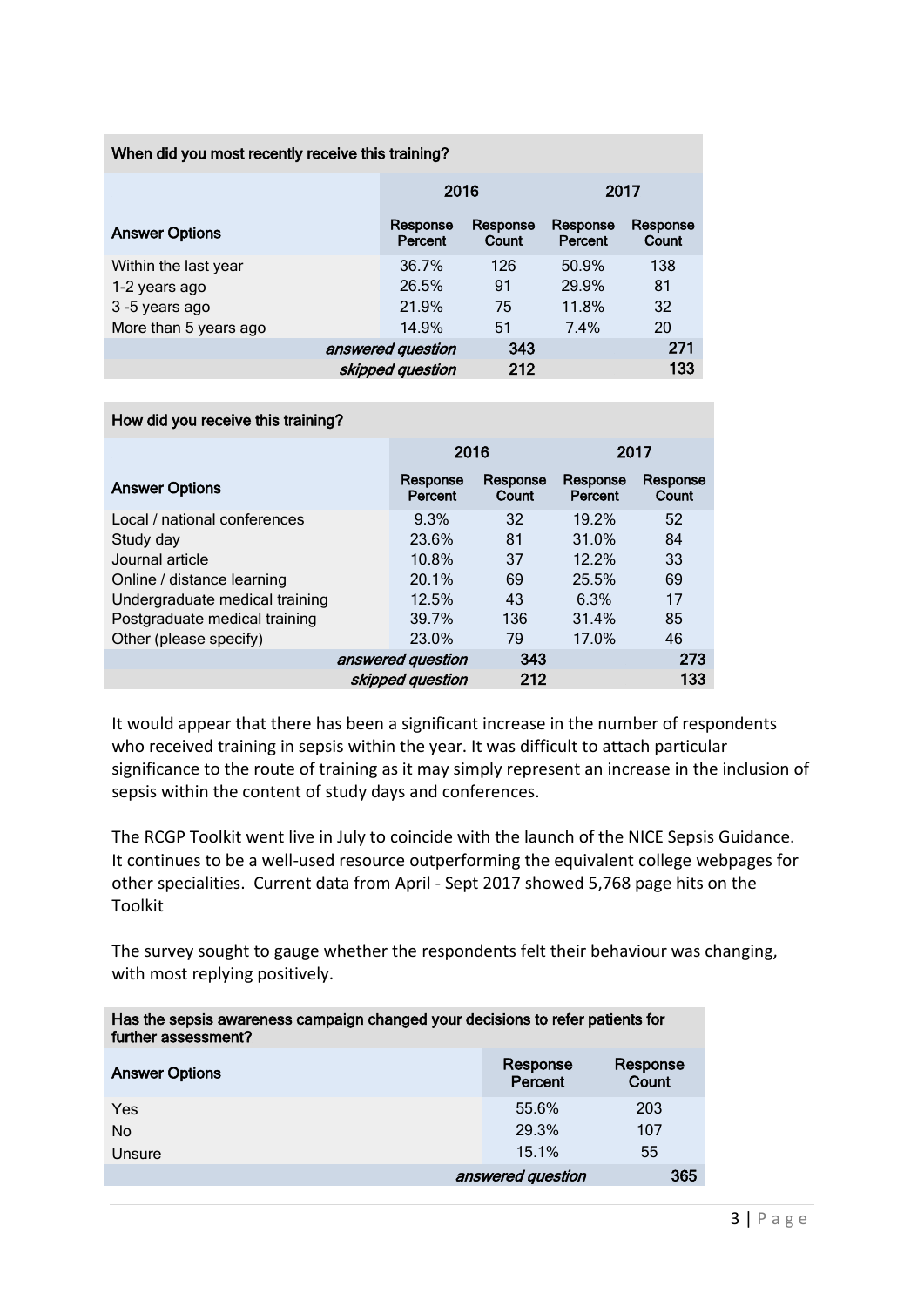| When did you most recently receive this training? | | | | |
|---|---|---|---|---|
| | 2016 | | 2017 | |
| Answer Options | Response Percent | Response Count | Response Percent | Response Count |
| Within the last year | 36.7% | 126 | 50.9% | 138 |
| 1-2 years ago | 26.5% | 91 | 29.9% | 81 |
| 3 -5 years ago | 21.9% | 75 | 11.8% | 32 |
| More than 5 years ago | 14.9% | 51 | 7.4% | 20 |
| *answered question* | | 343 | | 271 |
| *skipped question* | | 212 | | 133 |

| How did you receive this training? | | | | |
|---|---|---|---|---|
| | 2016 | | 2017 | |
| Answer Options | Response Percent | Response Count | Response Percent | Response Count |
| Local / national conferences | 9.3% | 32 | 19.2% | 52 |
| Study day | 23.6% | 81 | 31.0% | 84 |
| Journal article | 10.8% | 37 | 12.2% | 33 |
| Online / distance learning | 20.1% | 69 | 25.5% | 69 |
| Undergraduate medical training | 12.5% | 43 | 6.3% | 17 |
| Postgraduate medical training | 39.7% | 136 | 31.4% | 85 |
| Other (please specify) | 23.0% | 79 | 17.0% | 46 |
| *answered question* | | 343 | | 273 |
| *skipped question* | | 212 | | 133 |

It would appear that there has been a significant increase in the number of respondents who received training in sepsis within the year. It was difficult to attach particular significance to the route of training as it may simply represent an increase in the inclusion of sepsis within the content of study days and conferences.

The RCGP Toolkit went live in July to coincide with the launch of the NICE Sepsis Guidance. It continues to be a well-used resource outperforming the equivalent college webpages for other specialities. Current data from April - Sept 2017 showed 5,768 page hits on the Toolkit

The survey sought to gauge whether the respondents felt their behaviour was changing, with most replying positively.

| Has the sepsis awareness campaign changed your decisions to refer patients for further assessment? | | |
|---|---|---|
| Answer Options | Response Percent | Response Count |
| Yes | 55.6% | 203 |
| No | 29.3% | 107 |
| Unsure | 15.1% | 55 |
| | *answered question* | 365 |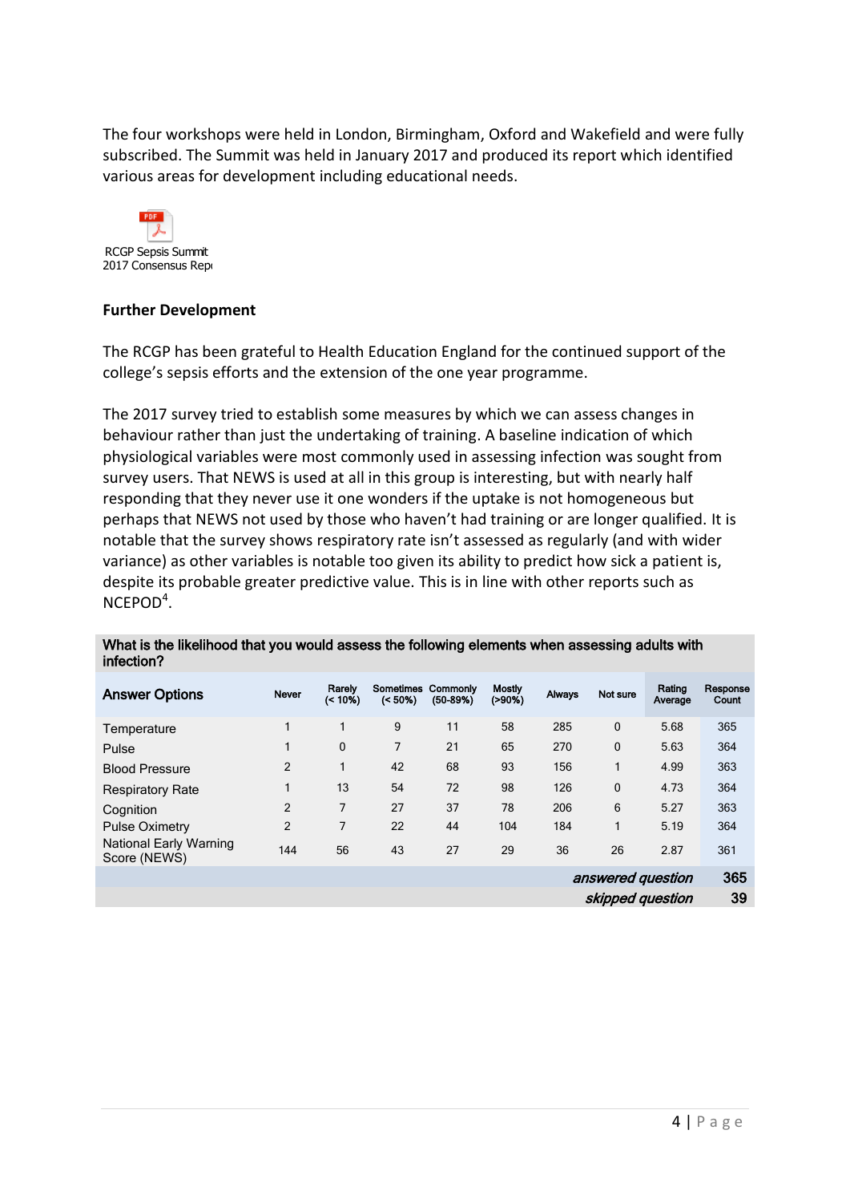The four workshops were held in London, Birmingham, Oxford and Wakefield and were fully subscribed. The Summit was held in January 2017 and produced its report which identified various areas for development including educational needs.

RCGP Sepsis Summit 2017 Consensus Rep

**Further Development**

The RCGP has been grateful to Health Education England for the continued support of the college's sepsis efforts and the extension of the one year programme.

The 2017 survey tried to establish some measures by which we can assess changes in behaviour rather than just the undertaking of training. A baseline indication of which physiological variables were most commonly used in assessing infection was sought from survey users. That NEWS is used at all in this group is interesting, but with nearly half responding that they never use it one wonders if the uptake is not homogeneous but perhaps that NEWS not used by those who haven't had training or are longer qualified. It is notable that the survey shows respiratory rate isn't assessed as regularly (and with wider variance) as other variables is notable too given its ability to predict how sick a patient is, despite its probable greater predictive value. This is in line with other reports such as NCEPOD[4].

**What is the likelihood that you would assess the following elements when assessing adults with infection?**

| Answer Options | Never | Rarely (< 10%) | Sometimes (< 50%) | Commonly (50-89%) | Mostly (>90%) | Always | Not sure | Rating Average | Response Count |
|---|---|---|---|---|---|---|---|---|---|
| Temperature | 1 | 1 | 9 | 11 | 58 | 285 | 0 | 5.68 | 365 |
| Pulse | 1 | 0 | 7 | 21 | 65 | 270 | 0 | 5.63 | 364 |
| Blood Pressure | 2 | 1 | 42 | 68 | 93 | 156 | 1 | 4.99 | 363 |
| Respiratory Rate | 1 | 13 | 54 | 72 | 98 | 126 | 0 | 4.73 | 364 |
| Cognition | 2 | 7 | 27 | 37 | 78 | 206 | 6 | 5.27 | 363 |
| Pulse Oximetry | 2 | 7 | 22 | 44 | 104 | 184 | 1 | 5.19 | 364 |
| National Early Warning Score (NEWS) | 144 | 56 | 43 | 27 | 29 | 36 | 26 | 2.87 | 361 |
| | | | | | | | | *answered question* | 365 |
| | | | | | | | | *skipped question* | 39 |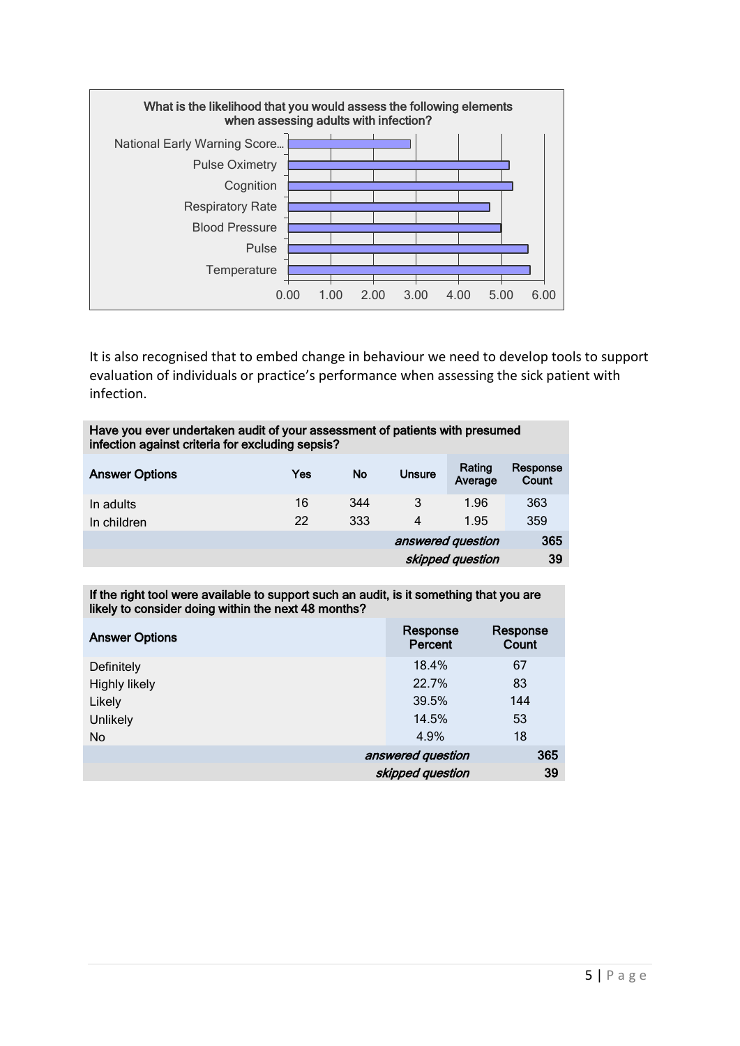What is the likelihood that you would assess the following elements when assessing adults with infection?

| Element | Rating |
|---|---|
| National Early Warning Score... | ~2.85 |
| Pulse Oximetry | ~5.17 |
| Cognition | ~5.25 |
| Respiratory Rate | ~4.72 |
| Blood Pressure | ~4.98 |
| Pulse | ~5.60 |
| Temperature | ~5.65 |

It is also recognised that to embed change in behaviour we need to develop tools to support evaluation of individuals or practice's performance when assessing the sick patient with infection.

**Have you ever undertaken audit of your assessment of patients with presumed infection against criteria for excluding sepsis?**

| Answer Options | Yes | No | Unsure | Rating Average | Response Count |
|---|---|---|---|---|---|
| In adults | 16 | 344 | 3 | 1.96 | 363 |
| In children | 22 | 333 | 4 | 1.95 | 359 |
| | | | | *answered question* | 365 |
| | | | | *skipped question* | 39 |

**If the right tool were available to support such an audit, is it something that you are likely to consider doing within the next 48 months?**

| Answer Options | Response Percent | Response Count |
|---|---|---|
| Definitely | 18.4% | 67 |
| Highly likely | 22.7% | 83 |
| Likely | 39.5% | 144 |
| Unlikely | 14.5% | 53 |
| No | 4.9% | 18 |
| | *answered question* | 365 |
| | *skipped question* | 39 |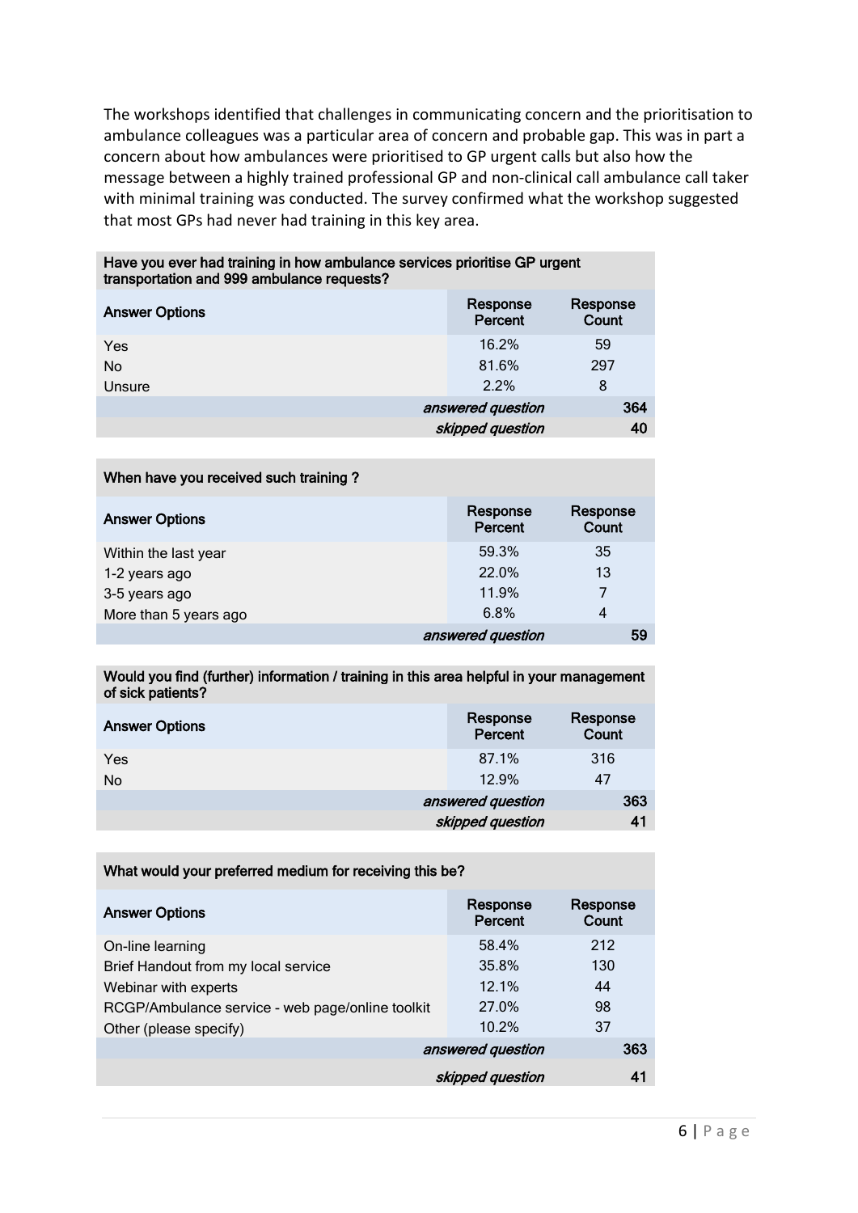The workshops identified that challenges in communicating concern and the prioritisation to ambulance colleagues was a particular area of concern and probable gap. This was in part a concern about how ambulances were prioritised to GP urgent calls but also how the message between a highly trained professional GP and non-clinical call ambulance call taker with minimal training was conducted. The survey confirmed what the workshop suggested that most GPs had never had training in this key area.

| Have you ever had training in how ambulance services prioritise GP urgent transportation and 999 ambulance requests? | | |
|---|---|---|
| **Answer Options** | **Response Percent** | **Response Count** |
| Yes | 16.2% | 59 |
| No | 81.6% | 297 |
| Unsure | 2.2% | 8 |
| | *answered question* | **364** |
| | *skipped question* | **40** |

| When have you received such training ? | | |
|---|---|---|
| **Answer Options** | **Response Percent** | **Response Count** |
| Within the last year | 59.3% | 35 |
| 1-2 years ago | 22.0% | 13 |
| 3-5 years ago | 11.9% | 7 |
| More than 5 years ago | 6.8% | 4 |
| | *answered question* | **59** |

| Would you find (further) information / training in this area helpful in your management of sick patients? | | |
|---|---|---|
| **Answer Options** | **Response Percent** | **Response Count** |
| Yes | 87.1% | 316 |
| No | 12.9% | 47 |
| | *answered question* | **363** |
| | *skipped question* | **41** |

| What would your preferred medium for receiving this be? | | |
|---|---|---|
| **Answer Options** | **Response Percent** | **Response Count** |
| On-line learning | 58.4% | 212 |
| Brief Handout from my local service | 35.8% | 130 |
| Webinar with experts | 12.1% | 44 |
| RCGP/Ambulance service - web page/online toolkit | 27.0% | 98 |
| Other (please specify) | 10.2% | 37 |
| | *answered question* | **363** |
| | *skipped question* | **41** |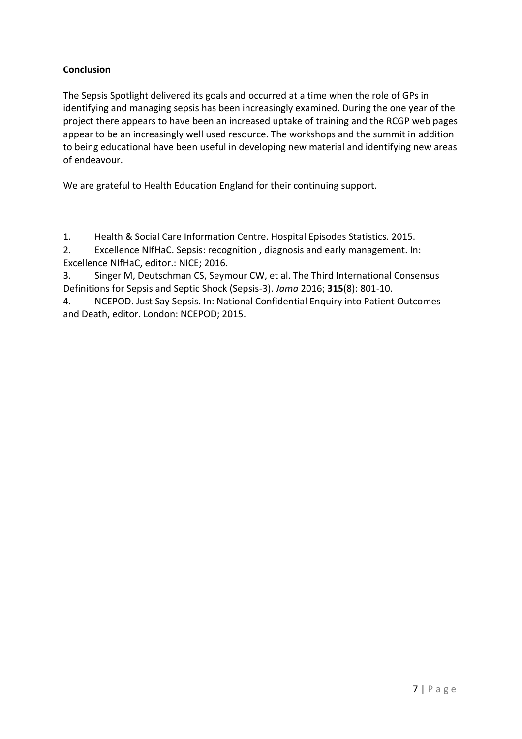**Conclusion**

The Sepsis Spotlight delivered its goals and occurred at a time when the role of GPs in identifying and managing sepsis has been increasingly examined. During the one year of the project there appears to have been an increased uptake of training and the RCGP web pages appear to be an increasingly well used resource. The workshops and the summit in addition to being educational have been useful in developing new material and identifying new areas of endeavour.

We are grateful to Health Education England for their continuing support.

1. Health & Social Care Information Centre. Hospital Episodes Statistics. 2015.
2. Excellence NIfHaC. Sepsis: recognition , diagnosis and early management. In: Excellence NIfHaC, editor.: NICE; 2016.
3. Singer M, Deutschman CS, Seymour CW, et al. The Third International Consensus Definitions for Sepsis and Septic Shock (Sepsis-3). *Jama* 2016; **315**(8): 801-10.
4. NCEPOD. Just Say Sepsis. In: National Confidential Enquiry into Patient Outcomes and Death, editor. London: NCEPOD; 2015.